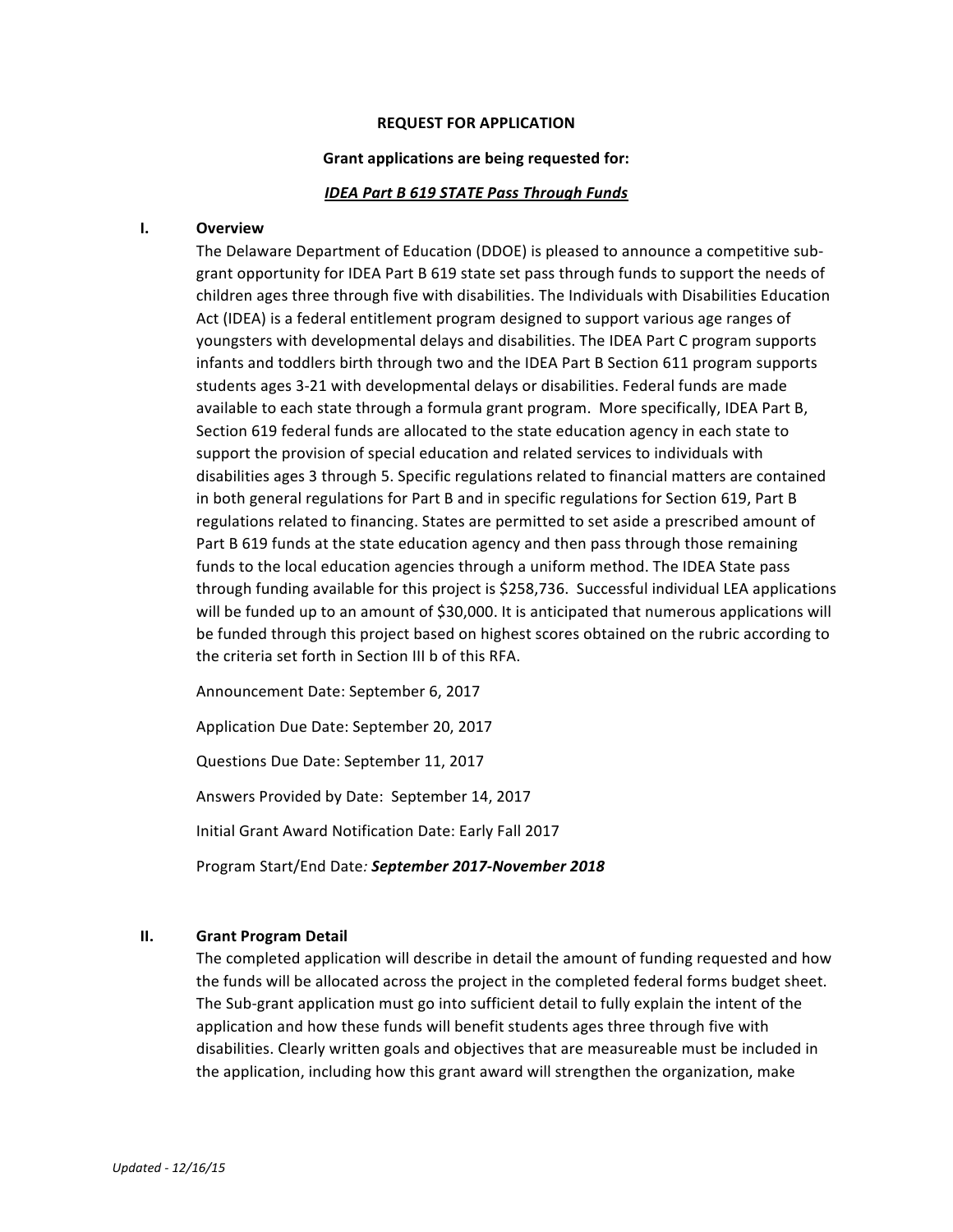**REQUEST FOR APPLICATION**

**Grant applications are being requested for:**

***IDEA Part B 619 STATE Pass Through Funds***

## I. Overview

The Delaware Department of Education (DDOE) is pleased to announce a competitive sub-grant opportunity for IDEA Part B 619 state set pass through funds to support the needs of children ages three through five with disabilities. The Individuals with Disabilities Education Act (IDEA) is a federal entitlement program designed to support various age ranges of youngsters with developmental delays and disabilities. The IDEA Part C program supports infants and toddlers birth through two and the IDEA Part B Section 611 program supports students ages 3-21 with developmental delays or disabilities. Federal funds are made available to each state through a formula grant program. More specifically, IDEA Part B, Section 619 federal funds are allocated to the state education agency in each state to support the provision of special education and related services to individuals with disabilities ages 3 through 5. Specific regulations related to financial matters are contained in both general regulations for Part B and in specific regulations for Section 619, Part B regulations related to financing. States are permitted to set aside a prescribed amount of Part B 619 funds at the state education agency and then pass through those remaining funds to the local education agencies through a uniform method. The IDEA State pass through funding available for this project is $258,736. Successful individual LEA applications will be funded up to an amount of $30,000. It is anticipated that numerous applications will be funded through this project based on highest scores obtained on the rubric according to the criteria set forth in Section III b of this RFA.

Announcement Date: September 6, 2017

Application Due Date: September 20, 2017

Questions Due Date: September 11, 2017

Answers Provided by Date: September 14, 2017

Initial Grant Award Notification Date: Early Fall 2017

Program Start/End Date*:* ***September 2017-November 2018***

## II. Grant Program Detail

The completed application will describe in detail the amount of funding requested and how the funds will be allocated across the project in the completed federal forms budget sheet. The Sub-grant application must go into sufficient detail to fully explain the intent of the application and how these funds will benefit students ages three through five with disabilities. Clearly written goals and objectives that are measureable must be included in the application, including how this grant award will strengthen the organization, make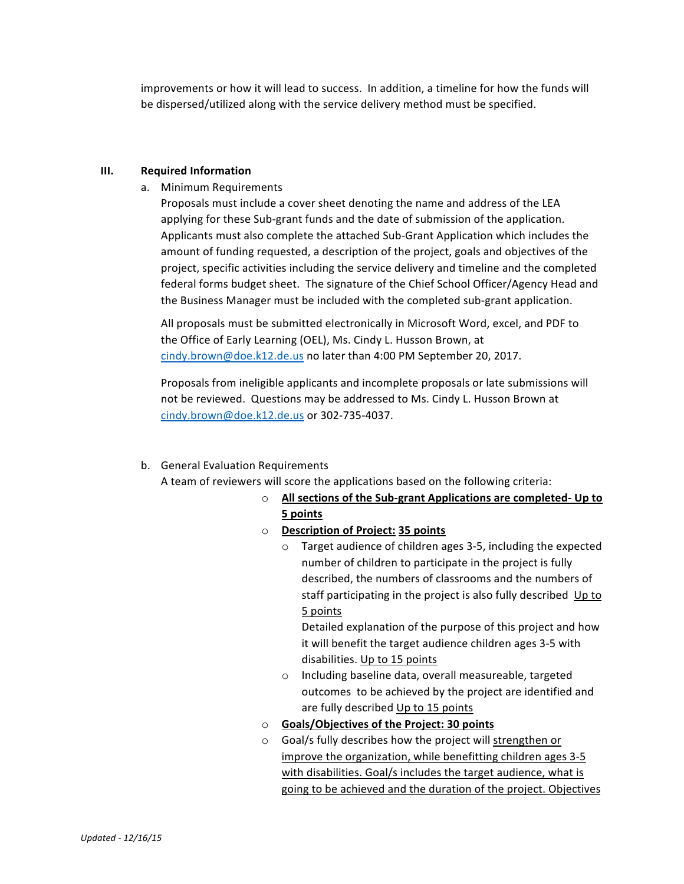improvements or how it will lead to success. In addition, a timeline for how the funds will be dispersed/utilized along with the service delivery method must be specified.

## III. Required Information

a. Minimum Requirements

Proposals must include a cover sheet denoting the name and address of the LEA applying for these Sub-grant funds and the date of submission of the application. Applicants must also complete the attached Sub-Grant Application which includes the amount of funding requested, a description of the project, goals and objectives of the project, specific activities including the service delivery and timeline and the completed federal forms budget sheet. The signature of the Chief School Officer/Agency Head and the Business Manager must be included with the completed sub-grant application.

All proposals must be submitted electronically in Microsoft Word, excel, and PDF to the Office of Early Learning (OEL), Ms. Cindy L. Husson Brown, at cindy.brown@doe.k12.de.us no later than 4:00 PM September 20, 2017.

Proposals from ineligible applicants and incomplete proposals or late submissions will not be reviewed. Questions may be addressed to Ms. Cindy L. Husson Brown at cindy.brown@doe.k12.de.us or 302-735-4037.

b. General Evaluation Requirements

A team of reviewers will score the applications based on the following criteria:

- **All sections of the Sub-grant Applications are completed- Up to 5 points**
- **Description of Project: 35 points**
  - Target audience of children ages 3-5, including the expected number of children to participate in the project is fully described, the numbers of classrooms and the numbers of staff participating in the project is also fully described Up to 5 points

    Detailed explanation of the purpose of this project and how it will benefit the target audience children ages 3-5 with disabilities. Up to 15 points
  - Including baseline data, overall measureable, targeted outcomes to be achieved by the project are identified and are fully described Up to 15 points
- **Goals/Objectives of the Project: 30 points**
- Goal/s fully describes how the project will strengthen or improve the organization, while benefitting children ages 3-5 with disabilities. Goal/s includes the target audience, what is going to be achieved and the duration of the project. Objectives

*Updated - 12/16/15*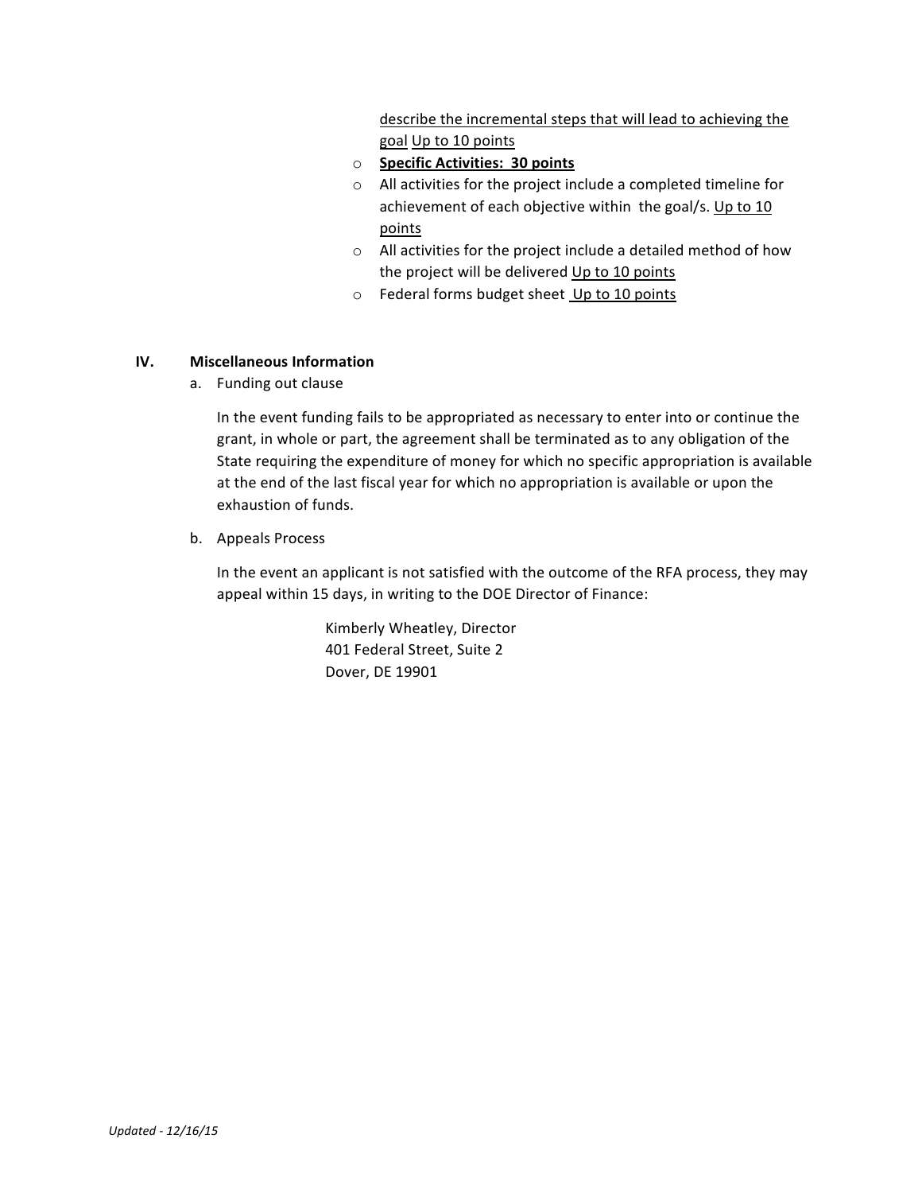describe the incremental steps that will lead to achieving the goal Up to 10 points

- **Specific Activities: 30 points**
- All activities for the project include a completed timeline for achievement of each objective within the goal/s. Up to 10 points
- All activities for the project include a detailed method of how the project will be delivered Up to 10 points
- Federal forms budget sheet Up to 10 points

## IV. Miscellaneous Information

a. Funding out clause

In the event funding fails to be appropriated as necessary to enter into or continue the grant, in whole or part, the agreement shall be terminated as to any obligation of the State requiring the expenditure of money for which no specific appropriation is available at the end of the last fiscal year for which no appropriation is available or upon the exhaustion of funds.

b. Appeals Process

In the event an applicant is not satisfied with the outcome of the RFA process, they may appeal within 15 days, in writing to the DOE Director of Finance:

Kimberly Wheatley, Director
401 Federal Street, Suite 2
Dover, DE 19901

*Updated - 12/16/15*